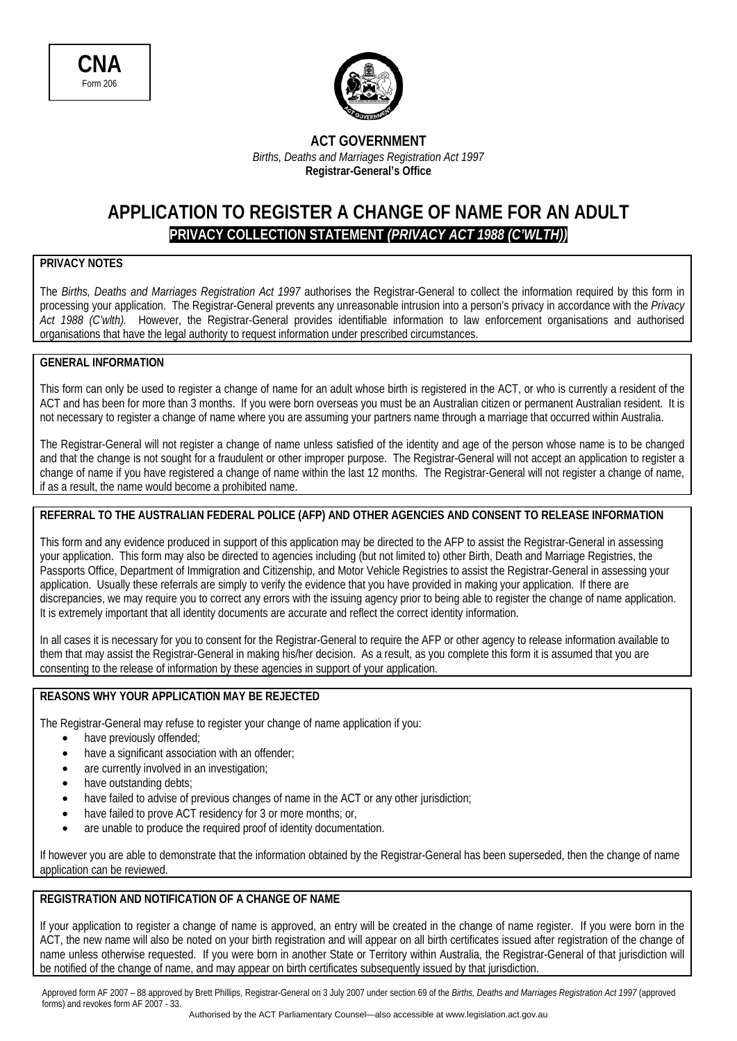**CNA**
Form 206

**ACT GOVERNMENT**
*Births, Deaths and Marriages Registration Act 1997*
**Registrar-General's Office**

# APPLICATION TO REGISTER A CHANGE OF NAME FOR AN ADULT

## PRIVACY COLLECTION STATEMENT *(PRIVACY ACT 1988 (C'WLTH))*

**PRIVACY NOTES**

The *Births, Deaths and Marriages Registration Act 1997* authorises the Registrar-General to collect the information required by this form in processing your application. The Registrar-General prevents any unreasonable intrusion into a person's privacy in accordance with the *Privacy Act 1988 (C'wlth).* However, the Registrar-General provides identifiable information to law enforcement organisations and authorised organisations that have the legal authority to request information under prescribed circumstances.

**GENERAL INFORMATION**

This form can only be used to register a change of name for an adult whose birth is registered in the ACT, or who is currently a resident of the ACT and has been for more than 3 months. If you were born overseas you must be an Australian citizen or permanent Australian resident. It is not necessary to register a change of name where you are assuming your partners name through a marriage that occurred within Australia.

The Registrar-General will not register a change of name unless satisfied of the identity and age of the person whose name is to be changed and that the change is not sought for a fraudulent or other improper purpose. The Registrar-General will not accept an application to register a change of name if you have registered a change of name within the last 12 months. The Registrar-General will not register a change of name, if as a result, the name would become a prohibited name.

**REFERRAL TO THE AUSTRALIAN FEDERAL POLICE (AFP) AND OTHER AGENCIES AND CONSENT TO RELEASE INFORMATION**

This form and any evidence produced in support of this application may be directed to the AFP to assist the Registrar-General in assessing your application. This form may also be directed to agencies including (but not limited to) other Birth, Death and Marriage Registries, the Passports Office, Department of Immigration and Citizenship, and Motor Vehicle Registries to assist the Registrar-General in assessing your application. Usually these referrals are simply to verify the evidence that you have provided in making your application. If there are discrepancies, we may require you to correct any errors with the issuing agency prior to being able to register the change of name application. It is extremely important that all identity documents are accurate and reflect the correct identity information.

In all cases it is necessary for you to consent for the Registrar-General to require the AFP or other agency to release information available to them that may assist the Registrar-General in making his/her decision. As a result, as you complete this form it is assumed that you are consenting to the release of information by these agencies in support of your application.

**REASONS WHY YOUR APPLICATION MAY BE REJECTED**

The Registrar-General may refuse to register your change of name application if you:

- have previously offended;
- have a significant association with an offender;
- are currently involved in an investigation;
- have outstanding debts;
- have failed to advise of previous changes of name in the ACT or any other jurisdiction;
- have failed to prove ACT residency for 3 or more months; or,
- are unable to produce the required proof of identity documentation.

If however you are able to demonstrate that the information obtained by the Registrar-General has been superseded, then the change of name application can be reviewed.

**REGISTRATION AND NOTIFICATION OF A CHANGE OF NAME**

If your application to register a change of name is approved, an entry will be created in the change of name register. If you were born in the ACT, the new name will also be noted on your birth registration and will appear on all birth certificates issued after registration of the change of name unless otherwise requested. If you were born in another State or Territory within Australia, the Registrar-General of that jurisdiction will be notified of the change of name, and may appear on birth certificates subsequently issued by that jurisdiction.

Approved form AF 2007 – 88 approved by Brett Phillips, Registrar-General on 3 July 2007 under section 69 of the *Births, Deaths and Marriages Registration Act 1997* (approved forms) and revokes form AF 2007 - 33.

Authorised by the ACT Parliamentary Counsel—also accessible at www.legislation.act.gov.au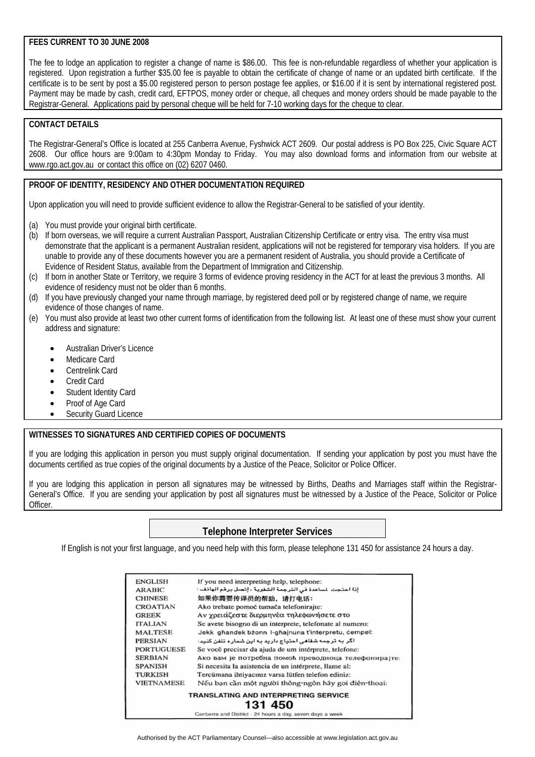**FEES CURRENT TO 30 JUNE 2008**

The fee to lodge an application to register a change of name is $86.00. This fee is non-refundable regardless of whether your application is registered. Upon registration a further $35.00 fee is payable to obtain the certificate of change of name or an updated birth certificate. If the certificate is to be sent by post a $5.00 registered person to person postage fee applies, or $16.00 if it is sent by international registered post. Payment may be made by cash, credit card, EFTPOS, money order or cheque, all cheques and money orders should be made payable to the Registrar-General. Applications paid by personal cheque will be held for 7-10 working days for the cheque to clear.

**CONTACT DETAILS**

The Registrar-General's Office is located at 255 Canberra Avenue, Fyshwick ACT 2609. Our postal address is PO Box 225, Civic Square ACT 2608. Our office hours are 9:00am to 4:30pm Monday to Friday. You may also download forms and information from our website at www.rgo.act.gov.au or contact this office on (02) 6207 0460.

**PROOF OF IDENTITY, RESIDENCY AND OTHER DOCUMENTATION REQUIRED**

Upon application you will need to provide sufficient evidence to allow the Registrar-General to be satisfied of your identity.

(a) You must provide your original birth certificate.
(b) If born overseas, we will require a current Australian Passport, Australian Citizenship Certificate or entry visa. The entry visa must demonstrate that the applicant is a permanent Australian resident, applications will not be registered for temporary visa holders. If you are unable to provide any of these documents however you are a permanent resident of Australia, you should provide a Certificate of Evidence of Resident Status, available from the Department of Immigration and Citizenship.
(c) If born in another State or Territory, we require 3 forms of evidence proving residency in the ACT for at least the previous 3 months. All evidence of residency must not be older than 6 months.
(d) If you have previously changed your name through marriage, by registered deed poll or by registered change of name, we require evidence of those changes of name.
(e) You must also provide at least two other current forms of identification from the following list. At least one of these must show your current address and signature:

- Australian Driver's Licence
- Medicare Card
- Centrelink Card
- Credit Card
- Student Identity Card
- Proof of Age Card
- Security Guard Licence

**WITNESSES TO SIGNATURES AND CERTIFIED COPIES OF DOCUMENTS**

If you are lodging this application in person you must supply original documentation. If sending your application by post you must have the documents certified as true copies of the original documents by a Justice of the Peace, Solicitor or Police Officer.

If you are lodging this application in person all signatures may be witnessed by Births, Deaths and Marriages staff within the Registrar-General's Office. If you are sending your application by post all signatures must be witnessed by a Justice of the Peace, Solicitor or Police Officer.

## Telephone Interpreter Services

If English is not your first language, and you need help with this form, please telephone 131 450 for assistance 24 hours a day.

| | |
|---|---|
| ENGLISH | If you need interpreting help, telephone: |
| ARABIC | إذا احتجت لمساعدة في الترجمة الشفوية ، إتصل برقم الهاتف : |
| CHINESE | 如果你需要传译员的帮助，请打电话： |
| CROATIAN | Ako trebate pomoć tumača telefonirajte: |
| GREEK | Αν χρειάζεστε διερμηνέα τηλεφωνήσετε στο |
| ITALIAN | Se avete bisogno di un interprete, telefonate al numero: |
| MALTESE | Jekk għandek bżonn l-għajnuna t'interpretu, ċempel: |
| PERSIAN | اگر به ترجمه شفاهی احتیاج دارید به این شماره تلفن کنید: |
| PORTUGUESE | Se você precisar da ajuda de um intérprete, telefone: |
| SERBIAN | Ако вам је потребна помоћ преводиоца телефонирајте: |
| SPANISH | Si necesita la asistencia de un intérprete, llame al: |
| TURKISH | Tercümana ihtiyacınız varsa lütfen telefon ediniz: |
| VIETNAMESE | Nếu bạn cần một người thông-ngôn hãy gọi điện-thoại: |

**TRANSLATING AND INTERPRETING SERVICE**

**131 450**

Canberra and District - 24 hours a day, seven days a week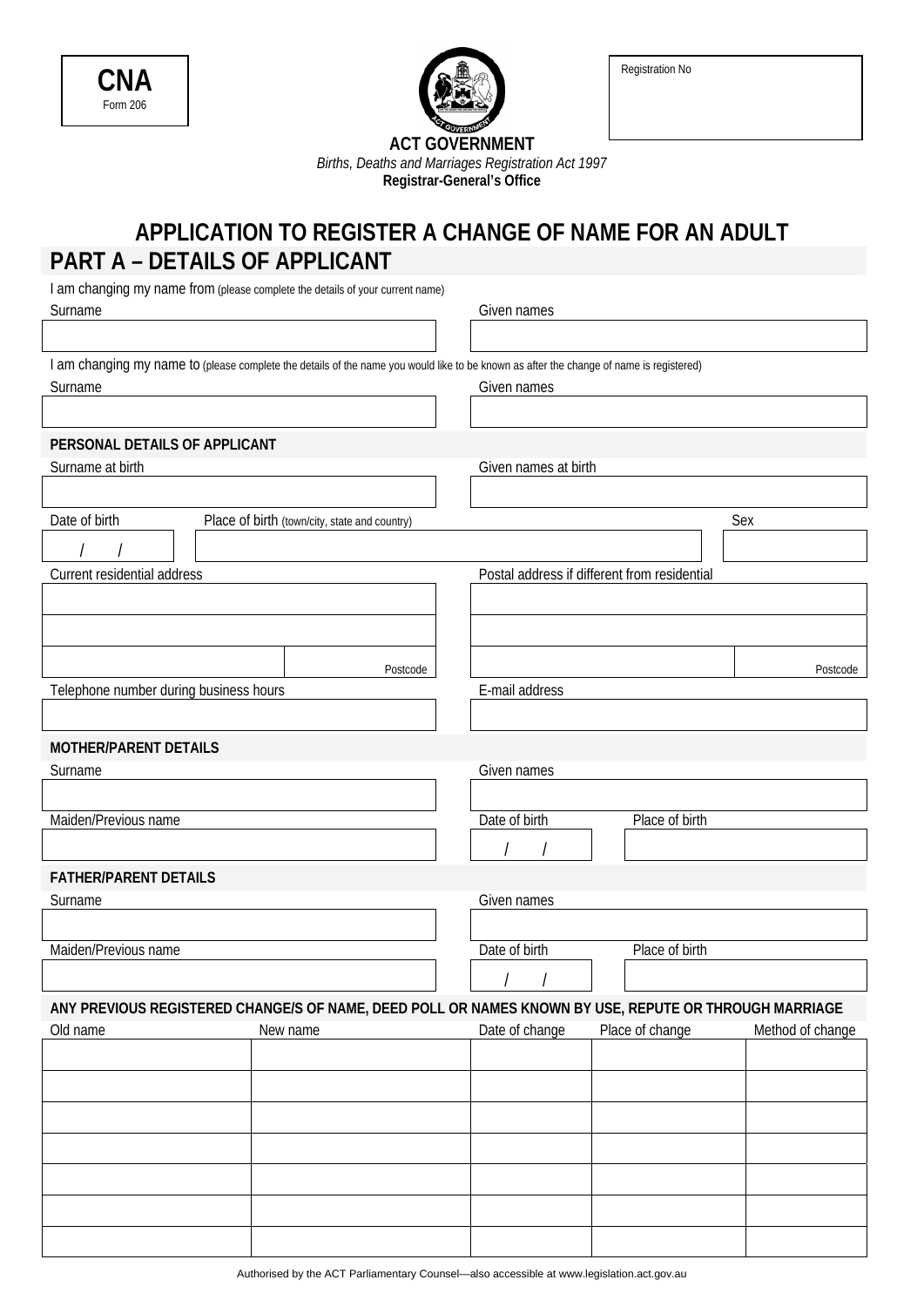**CNA**
Form 206

Registration No

**ACT GOVERNMENT**
*Births, Deaths and Marriages Registration Act 1997*
**Registrar-General's Office**

# APPLICATION TO REGISTER A CHANGE OF NAME FOR AN ADULT

## PART A – DETAILS OF APPLICANT

I am changing my name from (please complete the details of your current name)

| Surname | Given names |
|---|---|
| | |

I am changing my name to (please complete the details of the name you would like to be known as after the change of name is registered)

| Surname | Given names |
|---|---|
| | |

**PERSONAL DETAILS OF APPLICANT**

| Surname at birth | Given names at birth |
|---|---|
| | |

| Date of birth | Place of birth (town/city, state and country) | Sex |
|---|---|---|
| / / | | |

| Current residential address | Postal address if different from residential |
|---|---|
| | |
| | |
| Postcode | Postcode |

| Telephone number during business hours | E-mail address |
|---|---|
| | |

**MOTHER/PARENT DETAILS**

| Surname | Given names |
|---|---|
| | |

| Maiden/Previous name | Date of birth | Place of birth |
|---|---|---|
| | / / | |

**FATHER/PARENT DETAILS**

| Surname | Given names |
|---|---|
| | |

| Maiden/Previous name | Date of birth | Place of birth |
|---|---|---|
| | / / | |

**ANY PREVIOUS REGISTERED CHANGE/S OF NAME, DEED POLL OR NAMES KNOWN BY USE, REPUTE OR THROUGH MARRIAGE**

| Old name | New name | Date of change | Place of change | Method of change |
|---|---|---|---|---|
| | | | | |
| | | | | |
| | | | | |
| | | | | |
| | | | | |
| | | | | |
| | | | | |

Authorised by the ACT Parliamentary Counsel—also accessible at www.legislation.act.gov.au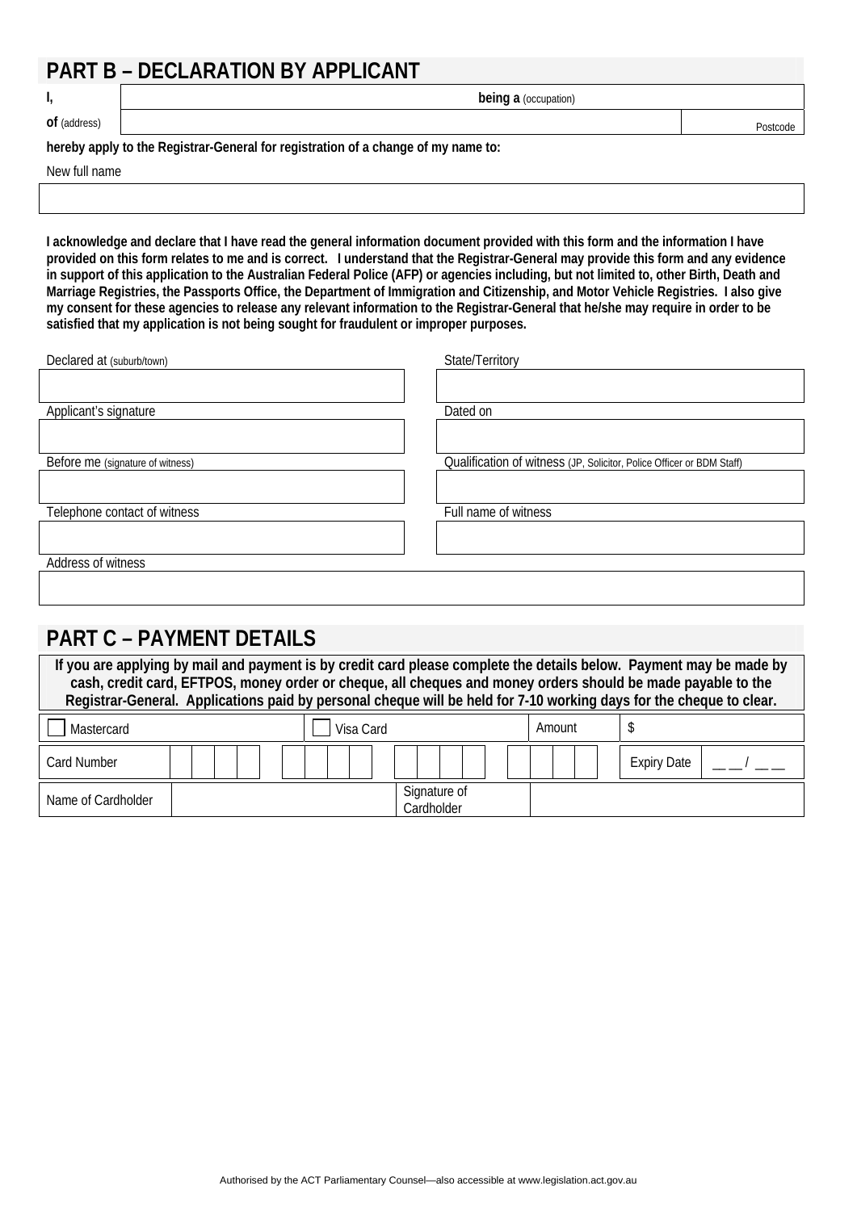## PART B – DECLARATION BY APPLICANT

| | | |
|---|---|---|
| **I,** | **being a** (occupation) | |
| **of** (address) | | Postcode |

**hereby apply to the Registrar-General for registration of a change of my name to:**

New full name

| |
|---|
| |

**I acknowledge and declare that I have read the general information document provided with this form and the information I have provided on this form relates to me and is correct. I understand that the Registrar-General may provide this form and any evidence in support of this application to the Australian Federal Police (AFP) or agencies including, but not limited to, other Birth, Death and Marriage Registries, the Passports Office, the Department of Immigration and Citizenship, and Motor Vehicle Registries. I also give my consent for these agencies to release any relevant information to the Registrar-General that he/she may require in order to be satisfied that my application is not being sought for fraudulent or improper purposes.**

| | |
|---|---|
| Declared at (suburb/town) | State/Territory |
| | |
| Applicant's signature | Dated on |
| | |
| Before me (signature of witness) | Qualification of witness (JP, Solicitor, Police Officer or BDM Staff) |
| | |
| Telephone contact of witness | Full name of witness |
| | |
| Address of witness | |
| | |

## PART C – PAYMENT DETAILS

**If you are applying by mail and payment is by credit card please complete the details below. Payment may be made by cash, credit card, EFTPOS, money order or cheque, all cheques and money orders should be made payable to the Registrar-General. Applications paid by personal cheque will be held for 7-10 working days for the cheque to clear.**

| | | | | | |
|---|---|---|---|---|---|
| ☐ Mastercard | | ☐ Visa Card | | Amount | $ |
| Card Number | | | | Expiry Date | __ __ / __ __ |
| Name of Cardholder | | Signature of Cardholder | | | |

Authorised by the ACT Parliamentary Counsel—also accessible at www.legislation.act.gov.au